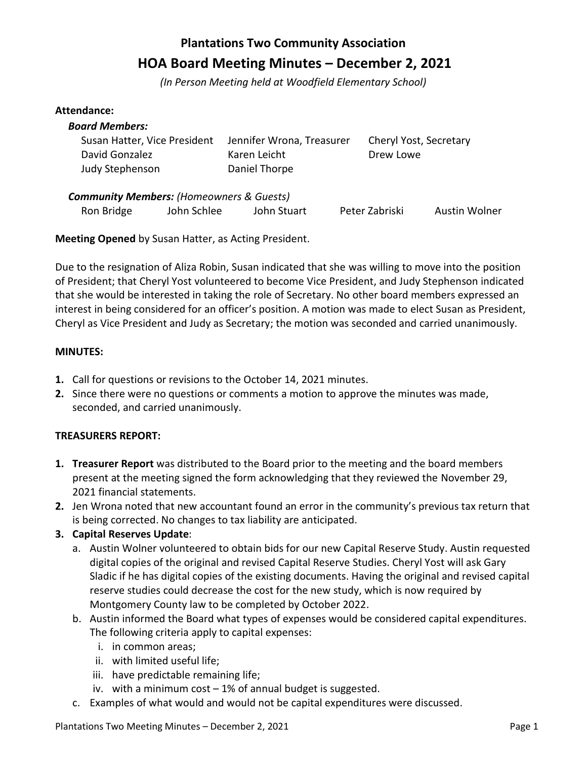# Plantations Two Community Association

## HOA Board Meeting Minutes – December 2, 2021

*(In Person Meeting held at Woodfield Elementary School)*

**Attendance:**

***Board Members:***

Susan Hatter, Vice President　Jennifer Wrona, Treasurer　Cheryl Yost, Secretary
David Gonzalez　Karen Leicht　Drew Lowe
Judy Stephenson　Daniel Thorpe

***Community Members:*** *(Homeowners & Guests)*

Ron Bridge　John Schlee　John Stuart　Peter Zabriski　Austin Wolner

**Meeting Opened** by Susan Hatter, as Acting President.

Due to the resignation of Aliza Robin, Susan indicated that she was willing to move into the position of President; that Cheryl Yost volunteered to become Vice President, and Judy Stephenson indicated that she would be interested in taking the role of Secretary. No other board members expressed an interest in being considered for an officer's position. A motion was made to elect Susan as President, Cheryl as Vice President and Judy as Secretary; the motion was seconded and carried unanimously.

**MINUTES:**

1. Call for questions or revisions to the October 14, 2021 minutes.
2. Since there were no questions or comments a motion to approve the minutes was made, seconded, and carried unanimously.

**TREASURERS REPORT:**

1. **Treasurer Report** was distributed to the Board prior to the meeting and the board members present at the meeting signed the form acknowledging that they reviewed the November 29, 2021 financial statements.
2. Jen Wrona noted that new accountant found an error in the community's previous tax return that is being corrected. No changes to tax liability are anticipated.
3. **Capital Reserves Update**:
   a. Austin Wolner volunteered to obtain bids for our new Capital Reserve Study. Austin requested digital copies of the original and revised Capital Reserve Studies. Cheryl Yost will ask Gary Sladic if he has digital copies of the existing documents. Having the original and revised capital reserve studies could decrease the cost for the new study, which is now required by Montgomery County law to be completed by October 2022.
   b. Austin informed the Board what types of expenses would be considered capital expenditures. The following criteria apply to capital expenses:
      i. in common areas;
      ii. with limited useful life;
      iii. have predictable remaining life;
      iv. with a minimum cost – 1% of annual budget is suggested.
   c. Examples of what would and would not be capital expenditures were discussed.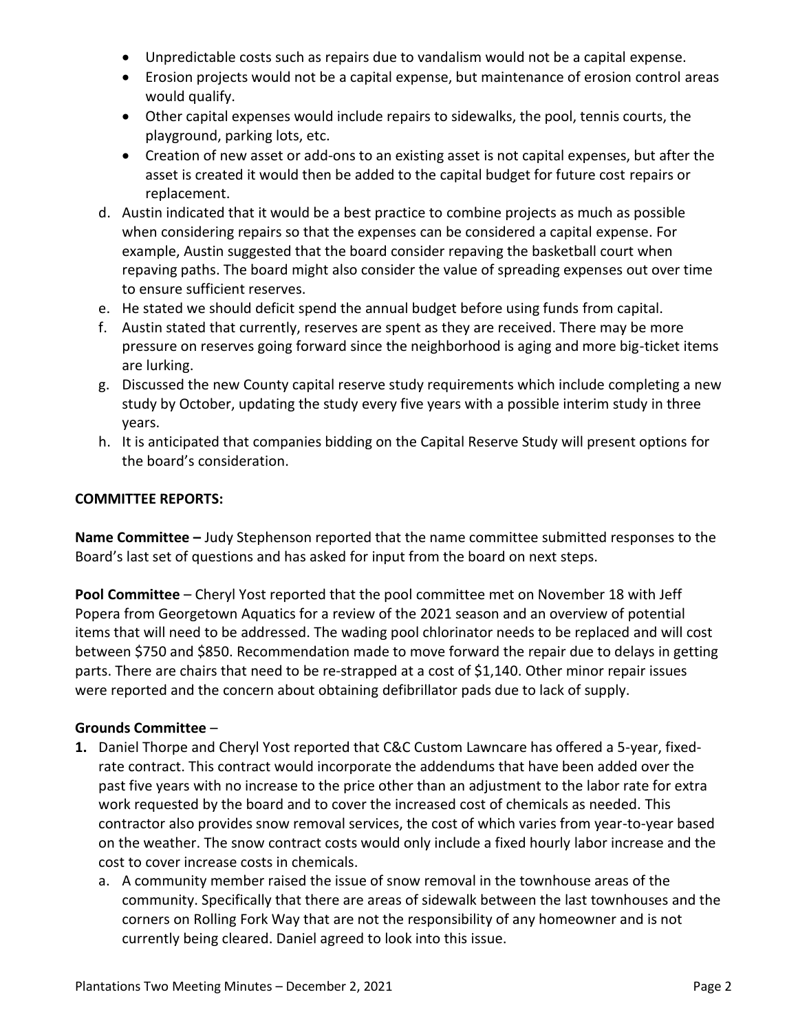- Unpredictable costs such as repairs due to vandalism would not be a capital expense.
- Erosion projects would not be a capital expense, but maintenance of erosion control areas would qualify.
- Other capital expenses would include repairs to sidewalks, the pool, tennis courts, the playground, parking lots, etc.
- Creation of new asset or add-ons to an existing asset is not capital expenses, but after the asset is created it would then be added to the capital budget for future cost repairs or replacement.

d. Austin indicated that it would be a best practice to combine projects as much as possible when considering repairs so that the expenses can be considered a capital expense. For example, Austin suggested that the board consider repaving the basketball court when repaving paths. The board might also consider the value of spreading expenses out over time to ensure sufficient reserves.

e. He stated we should deficit spend the annual budget before using funds from capital.

f. Austin stated that currently, reserves are spent as they are received. There may be more pressure on reserves going forward since the neighborhood is aging and more big-ticket items are lurking.

g. Discussed the new County capital reserve study requirements which include completing a new study by October, updating the study every five years with a possible interim study in three years.

h. It is anticipated that companies bidding on the Capital Reserve Study will present options for the board's consideration.

**COMMITTEE REPORTS:**

**Name Committee –** Judy Stephenson reported that the name committee submitted responses to the Board's last set of questions and has asked for input from the board on next steps.

**Pool Committee** – Cheryl Yost reported that the pool committee met on November 18 with Jeff Popera from Georgetown Aquatics for a review of the 2021 season and an overview of potential items that will need to be addressed. The wading pool chlorinator needs to be replaced and will cost between $750 and $850. Recommendation made to move forward the repair due to delays in getting parts. There are chairs that need to be re-strapped at a cost of $1,140. Other minor repair issues were reported and the concern about obtaining defibrillator pads due to lack of supply.

**Grounds Committee** –

**1.** Daniel Thorpe and Cheryl Yost reported that C&C Custom Lawncare has offered a 5-year, fixed-rate contract. This contract would incorporate the addendums that have been added over the past five years with no increase to the price other than an adjustment to the labor rate for extra work requested by the board and to cover the increased cost of chemicals as needed. This contractor also provides snow removal services, the cost of which varies from year-to-year based on the weather. The snow contract costs would only include a fixed hourly labor increase and the cost to cover increase costs in chemicals.

a. A community member raised the issue of snow removal in the townhouse areas of the community. Specifically that there are areas of sidewalk between the last townhouses and the corners on Rolling Fork Way that are not the responsibility of any homeowner and is not currently being cleared. Daniel agreed to look into this issue.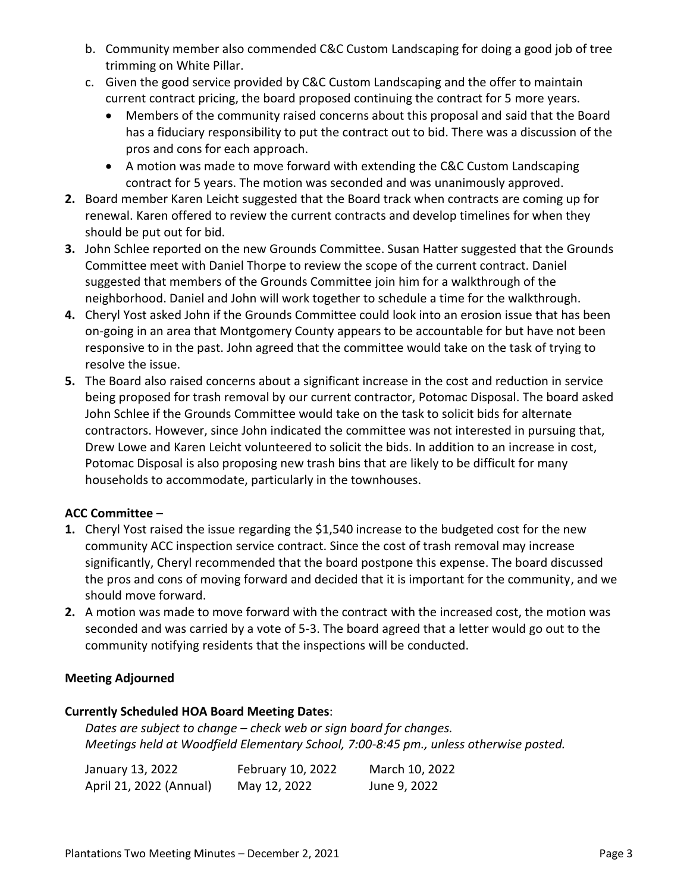b. Community member also commended C&C Custom Landscaping for doing a good job of tree trimming on White Pillar.
c. Given the good service provided by C&C Custom Landscaping and the offer to maintain current contract pricing, the board proposed continuing the contract for 5 more years.
   - Members of the community raised concerns about this proposal and said that the Board has a fiduciary responsibility to put the contract out to bid. There was a discussion of the pros and cons for each approach.
   - A motion was made to move forward with extending the C&C Custom Landscaping contract for 5 years. The motion was seconded and was unanimously approved.

**2.** Board member Karen Leicht suggested that the Board track when contracts are coming up for renewal. Karen offered to review the current contracts and develop timelines for when they should be put out for bid.

**3.** John Schlee reported on the new Grounds Committee. Susan Hatter suggested that the Grounds Committee meet with Daniel Thorpe to review the scope of the current contract. Daniel suggested that members of the Grounds Committee join him for a walkthrough of the neighborhood. Daniel and John will work together to schedule a time for the walkthrough.

**4.** Cheryl Yost asked John if the Grounds Committee could look into an erosion issue that has been on-going in an area that Montgomery County appears to be accountable for but have not been responsive to in the past. John agreed that the committee would take on the task of trying to resolve the issue.

**5.** The Board also raised concerns about a significant increase in the cost and reduction in service being proposed for trash removal by our current contractor, Potomac Disposal. The board asked John Schlee if the Grounds Committee would take on the task to solicit bids for alternate contractors. However, since John indicated the committee was not interested in pursuing that, Drew Lowe and Karen Leicht volunteered to solicit the bids. In addition to an increase in cost, Potomac Disposal is also proposing new trash bins that are likely to be difficult for many households to accommodate, particularly in the townhouses.

**ACC Committee** –

**1.** Cheryl Yost raised the issue regarding the $1,540 increase to the budgeted cost for the new community ACC inspection service contract. Since the cost of trash removal may increase significantly, Cheryl recommended that the board postpone this expense. The board discussed the pros and cons of moving forward and decided that it is important for the community, and we should move forward.

**2.** A motion was made to move forward with the contract with the increased cost, the motion was seconded and was carried by a vote of 5-3. The board agreed that a letter would go out to the community notifying residents that the inspections will be conducted.

**Meeting Adjourned**

**Currently Scheduled HOA Board Meeting Dates**:

*Dates are subject to change – check web or sign board for changes.*
*Meetings held at Woodfield Elementary School, 7:00-8:45 pm., unless otherwise posted.*

| | | |
|---|---|---|
| January 13, 2022 | February 10, 2022 | March 10, 2022 |
| April 21, 2022 (Annual) | May 12, 2022 | June 9, 2022 |